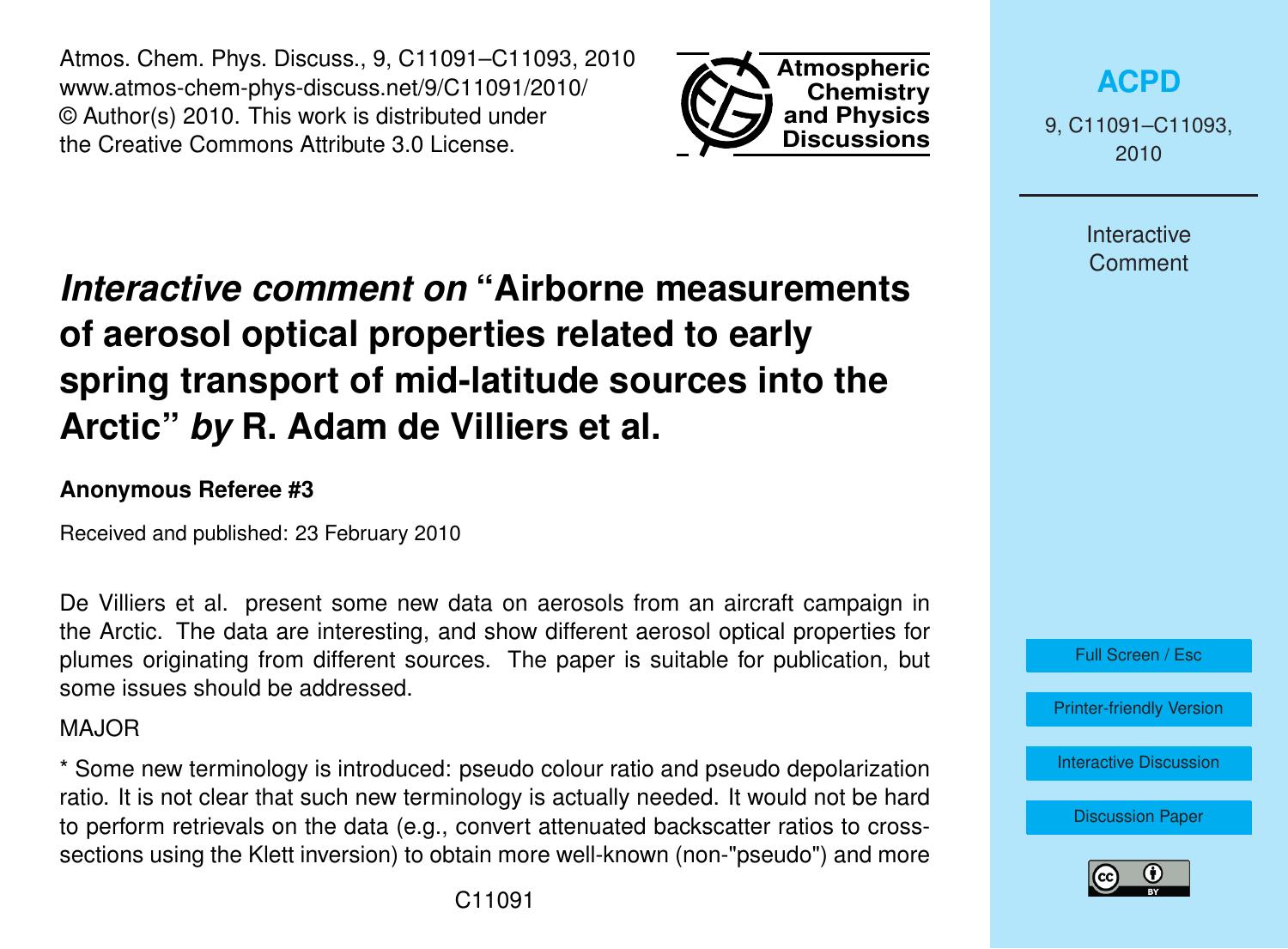# *Interactive comment on* "Airborne measurements of aerosol optical properties related to early spring transport of mid-latitude sources into the Arctic" *by* R. Adam de Villiers et al.

**Anonymous Referee #3**

Received and published: 23 February 2010

De Villiers et al. present some new data on aerosols from an aircraft campaign in the Arctic. The data are interesting, and show different aerosol optical properties for plumes originating from different sources. The paper is suitable for publication, but some issues should be addressed.

MAJOR

* Some new terminology is introduced: pseudo colour ratio and pseudo depolarization ratio. It is not clear that such new terminology is actually needed. It would not be hard to perform retrievals on the data (e.g., convert attenuated backscatter ratios to cross-sections using the Klett inversion) to obtain more well-known (non-"pseudo") and more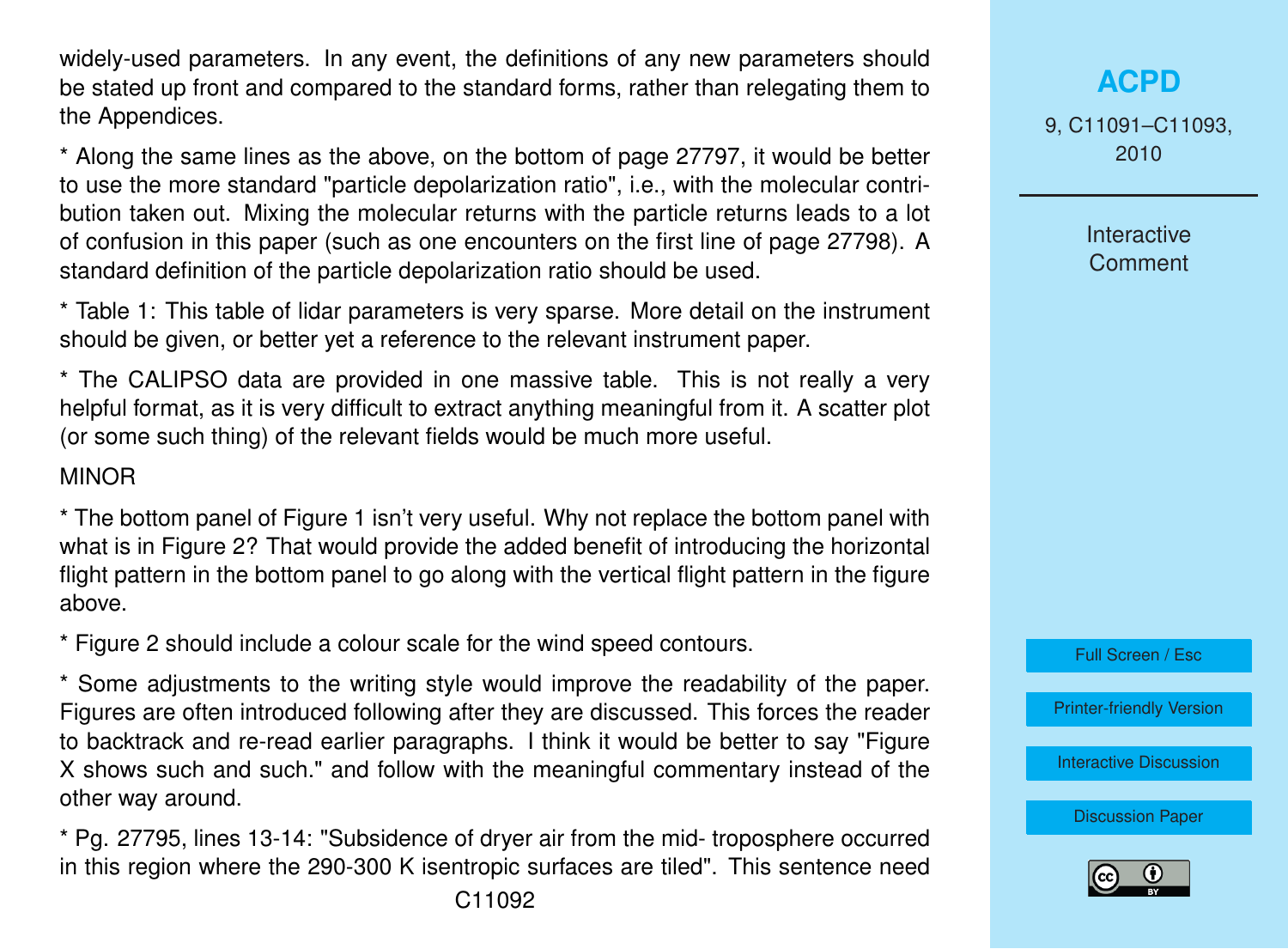widely-used parameters. In any event, the definitions of any new parameters should be stated up front and compared to the standard forms, rather than relegating them to the Appendices.

* Along the same lines as the above, on the bottom of page 27797, it would be better to use the more standard "particle depolarization ratio", i.e., with the molecular contribution taken out. Mixing the molecular returns with the particle returns leads to a lot of confusion in this paper (such as one encounters on the first line of page 27798). A standard definition of the particle depolarization ratio should be used.

* Table 1: This table of lidar parameters is very sparse. More detail on the instrument should be given, or better yet a reference to the relevant instrument paper.

* The CALIPSO data are provided in one massive table. This is not really a very helpful format, as it is very difficult to extract anything meaningful from it. A scatter plot (or some such thing) of the relevant fields would be much more useful.

MINOR

* The bottom panel of Figure 1 isn't very useful. Why not replace the bottom panel with what is in Figure 2? That would provide the added benefit of introducing the horizontal flight pattern in the bottom panel to go along with the vertical flight pattern in the figure above.

* Figure 2 should include a colour scale for the wind speed contours.

* Some adjustments to the writing style would improve the readability of the paper. Figures are often introduced following after they are discussed. This forces the reader to backtrack and re-read earlier paragraphs. I think it would be better to say "Figure X shows such and such." and follow with the meaningful commentary instead of the other way around.

* Pg. 27795, lines 13-14: "Subsidence of dryer air from the mid- troposphere occurred in this region where the 290-300 K isentropic surfaces are tiled". This sentence need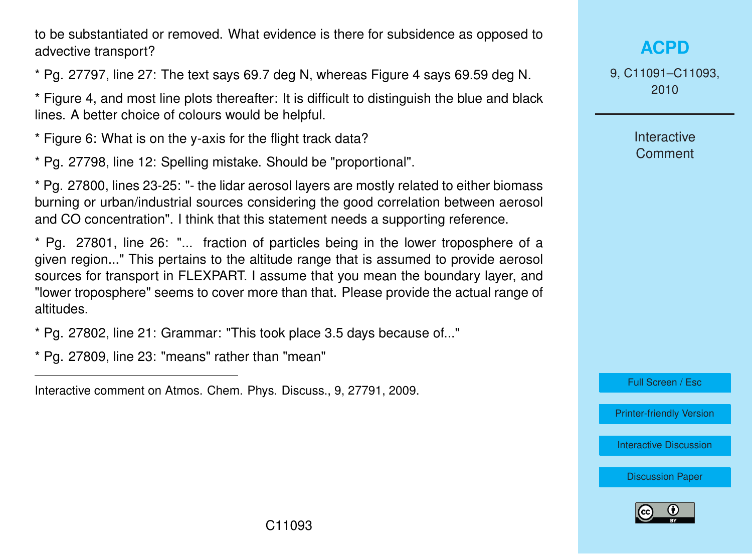to be substantiated or removed. What evidence is there for subsidence as opposed to advective transport?

* Pg. 27797, line 27: The text says 69.7 deg N, whereas Figure 4 says 69.59 deg N.

* Figure 4, and most line plots thereafter: It is difficult to distinguish the blue and black lines. A better choice of colours would be helpful.

* Figure 6: What is on the y-axis for the flight track data?

* Pg. 27798, line 12: Spelling mistake. Should be "proportional".

* Pg. 27800, lines 23-25: "- the lidar aerosol layers are mostly related to either biomass burning or urban/industrial sources considering the good correlation between aerosol and CO concentration". I think that this statement needs a supporting reference.

* Pg. 27801, line 26: "... fraction of particles being in the lower troposphere of a given region..." This pertains to the altitude range that is assumed to provide aerosol sources for transport in FLEXPART. I assume that you mean the boundary layer, and "lower troposphere" seems to cover more than that. Please provide the actual range of altitudes.

* Pg. 27802, line 21: Grammar: "This took place 3.5 days because of..."

* Pg. 27809, line 23: "means" rather than "mean"

---

Interactive comment on Atmos. Chem. Phys. Discuss., 9, 27791, 2009.